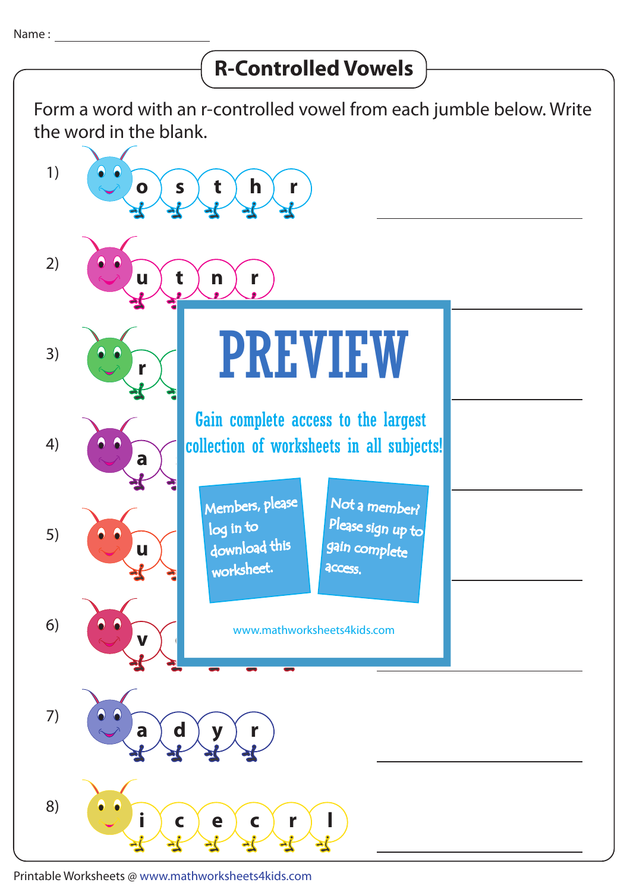Name : ____________________

# R-Controlled Vowels

Form a word with an r-controlled vowel from each jumble below. Write the word in the blank.

1) o s t h r ____________________

2) u t n r ____________________

3) r ____________________

4) a ____________________

5) u ____________________

6) v ____________________

7) a d y r ____________________

8) i c e c r l ____________________

PREVIEW

Gain complete access to the largest collection of worksheets in all subjects!

Members, please log in to download this worksheet.

Not a member? Please sign up to gain complete access.

www.mathworksheets4kids.com

Printable Worksheets @ www.mathworksheets4kids.com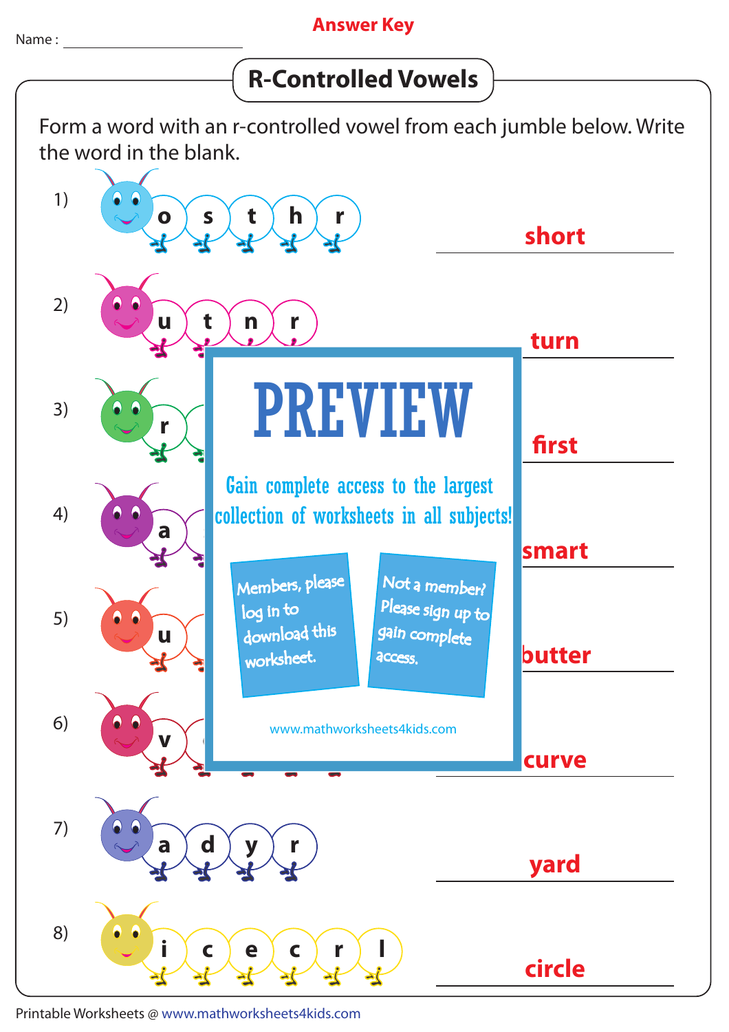Answer Key

Name : ____________________

## R-Controlled Vowels

Form a word with an r-controlled vowel from each jumble below. Write the word in the blank.

1) o s t h r — **short**

2) u t n r — **turn**

3) r — **first**

4) a — **smart**

5) u — **butter**

6) v — **curve**

7) a d y r — **yard**

8) i c e c r l — **circle**

PREVIEW

Gain complete access to the largest collection of worksheets in all subjects!

Members, please log in to download this worksheet.

Not a member? Please sign up to gain complete access.

www.mathworksheets4kids.com

Printable Worksheets @ www.mathworksheets4kids.com